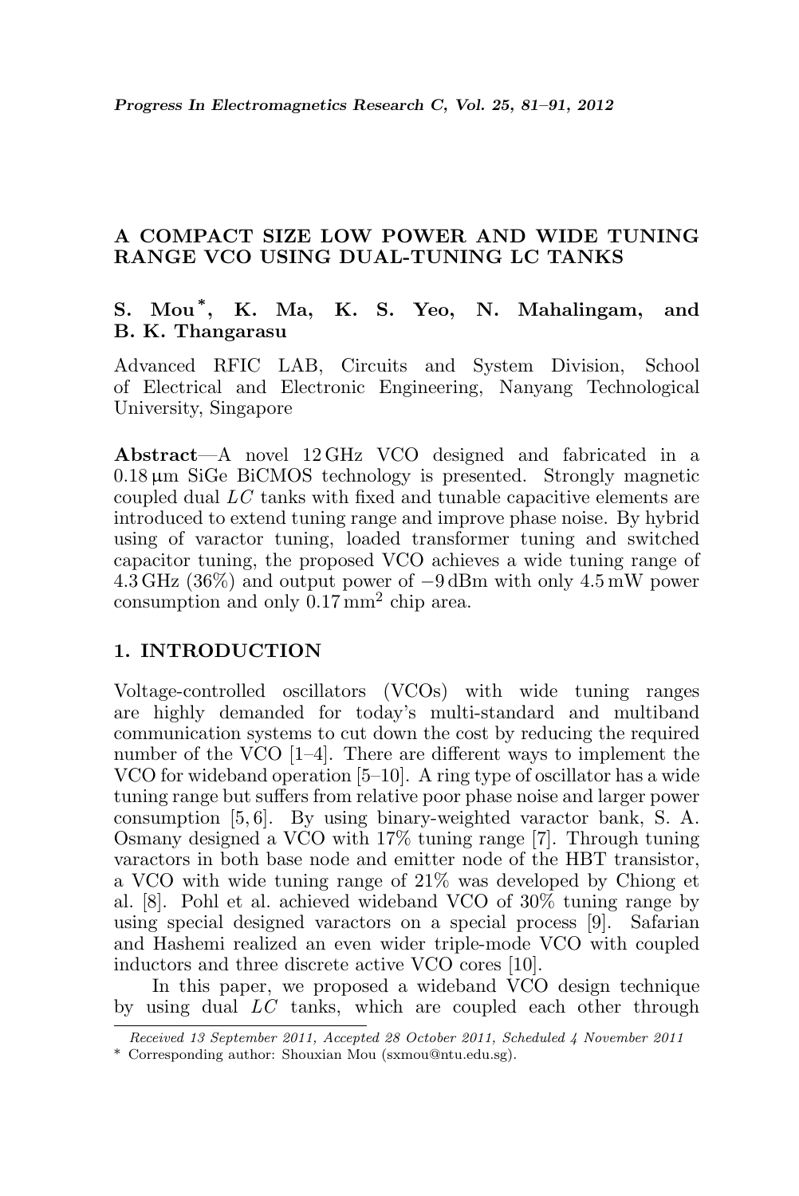# A COMPACT SIZE LOW POWER AND WIDE TUNING RANGE VCO USING DUAL-TUNING LC TANKS

**S. Mou** [*], **K. Ma, K. S. Yeo, N. Mahalingam, and B. K. Thangarasu**

Advanced RFIC LAB, Circuits and System Division, School of Electrical and Electronic Engineering, Nanyang Technological University, Singapore

**Abstract**—A novel 12 GHz VCO designed and fabricated in a 0.18 μm SiGe BiCMOS technology is presented. Strongly magnetic coupled dual $LC$ tanks with fixed and tunable capacitive elements are introduced to extend tuning range and improve phase noise. By hybrid using of varactor tuning, loaded transformer tuning and switched capacitor tuning, the proposed VCO achieves a wide tuning range of 4.3 GHz (36%) and output power of −9 dBm with only 4.5 mW power consumption and only 0.17 mm$^2$ chip area.

## 1. INTRODUCTION

Voltage-controlled oscillators (VCOs) with wide tuning ranges are highly demanded for today's multi-standard and multiband communication systems to cut down the cost by reducing the required number of the VCO [1–4]. There are different ways to implement the VCO for wideband operation [5–10]. A ring type of oscillator has a wide tuning range but suffers from relative poor phase noise and larger power consumption [5, 6]. By using binary-weighted varactor bank, S. A. Osmany designed a VCO with 17% tuning range [7]. Through tuning varactors in both base node and emitter node of the HBT transistor, a VCO with wide tuning range of 21% was developed by Chiong et al. [8]. Pohl et al. achieved wideband VCO of 30% tuning range by using special designed varactors on a special process [9]. Safarian and Hashemi realized an even wider triple-mode VCO with coupled inductors and three discrete active VCO cores [10].

In this paper, we proposed a wideband VCO design technique by using dual $LC$ tanks, which are coupled each other through

---

*Received 13 September 2011, Accepted 28 October 2011, Scheduled 4 November 2011*

* Corresponding author: Shouxian Mou (sxmou@ntu.edu.sg).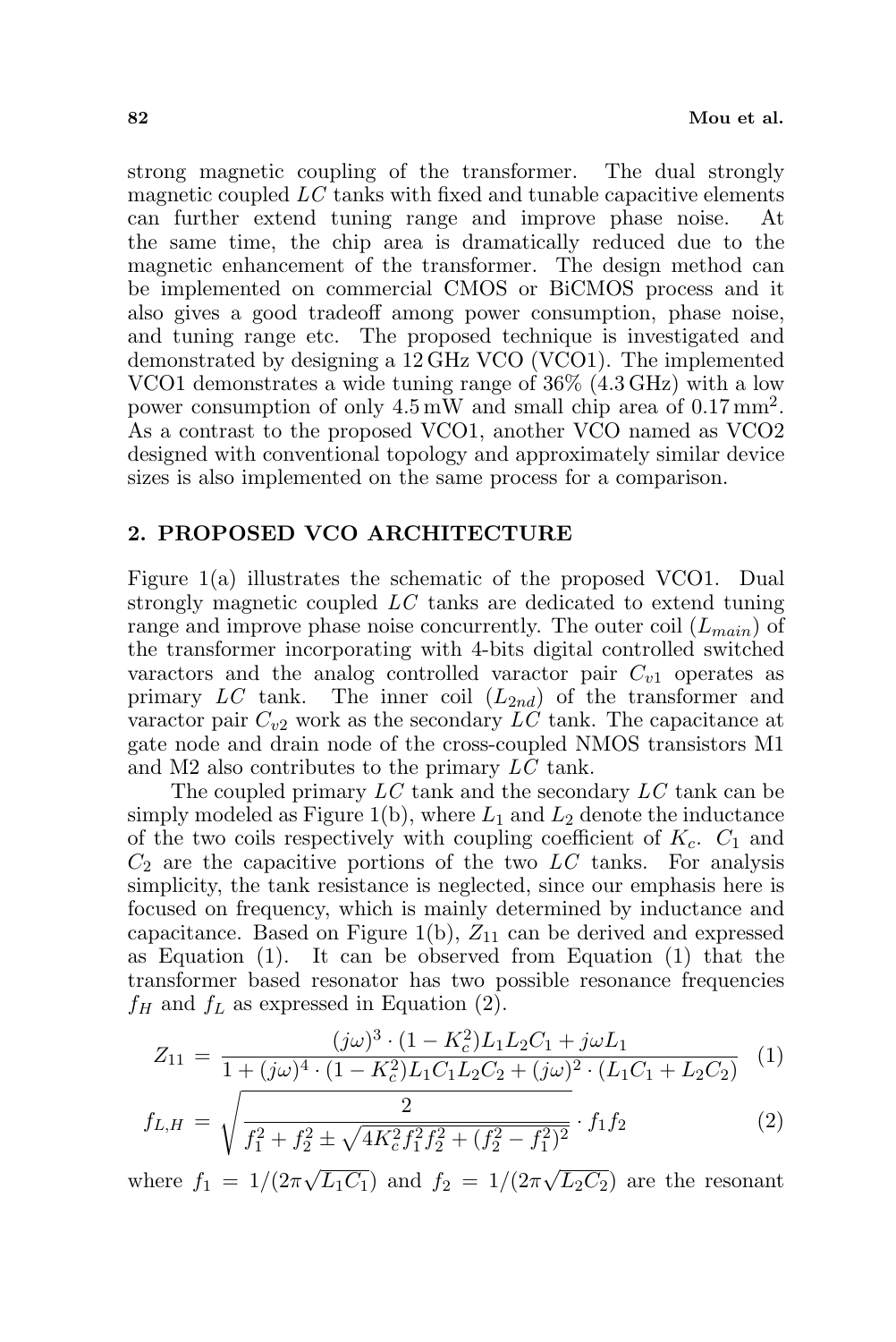strong magnetic coupling of the transformer. The dual strongly magnetic coupled $LC$ tanks with fixed and tunable capacitive elements can further extend tuning range and improve phase noise. At the same time, the chip area is dramatically reduced due to the magnetic enhancement of the transformer. The design method can be implemented on commercial CMOS or BiCMOS process and it also gives a good tradeoff among power consumption, phase noise, and tuning range etc. The proposed technique is investigated and demonstrated by designing a 12 GHz VCO (VCO1). The implemented VCO1 demonstrates a wide tuning range of 36% (4.3 GHz) with a low power consumption of only 4.5 mW and small chip area of 0.17 mm$^2$. As a contrast to the proposed VCO1, another VCO named as VCO2 designed with conventional topology and approximately similar device sizes is also implemented on the same process for a comparison.

## 2. PROPOSED VCO ARCHITECTURE

Figure 1(a) illustrates the schematic of the proposed VCO1. Dual strongly magnetic coupled $LC$ tanks are dedicated to extend tuning range and improve phase noise concurrently. The outer coil ($L_{main}$) of the transformer incorporating with 4-bits digital controlled switched varactors and the analog controlled varactor pair $C_{v1}$ operates as primary $LC$ tank. The inner coil ($L_{2nd}$) of the transformer and varactor pair $C_{v2}$ work as the secondary $LC$ tank. The capacitance at gate node and drain node of the cross-coupled NMOS transistors M1 and M2 also contributes to the primary $LC$ tank.

The coupled primary $LC$ tank and the secondary $LC$ tank can be simply modeled as Figure 1(b), where $L_1$ and $L_2$ denote the inductance of the two coils respectively with coupling coefficient of $K_c$. $C_1$ and $C_2$ are the capacitive portions of the two $LC$ tanks. For analysis simplicity, the tank resistance is neglected, since our emphasis here is focused on frequency, which is mainly determined by inductance and capacitance. Based on Figure 1(b), $Z_{11}$ can be derived and expressed as Equation (1). It can be observed from Equation (1) that the transformer based resonator has two possible resonance frequencies $f_H$ and $f_L$ as expressed in Equation (2).

$$Z_{11} = \frac{(j\omega)^3 \cdot (1-K_c^2)L_1L_2C_1 + j\omega L_1}{1+(j\omega)^4 \cdot (1-K_c^2)L_1C_1L_2C_2 + (j\omega)^2 \cdot (L_1C_1 + L_2C_2)} \quad (1)$$

$$f_{L,H} = \sqrt{\frac{2}{f_1^2 + f_2^2 \pm \sqrt{4K_c^2 f_1^2 f_2^2 + (f_2^2 - f_1^2)^2}}} \cdot f_1 f_2 \quad (2)$$

where $f_1 = 1/(2\pi\sqrt{L_1C_1})$ and $f_2 = 1/(2\pi\sqrt{L_2C_2})$ are the resonant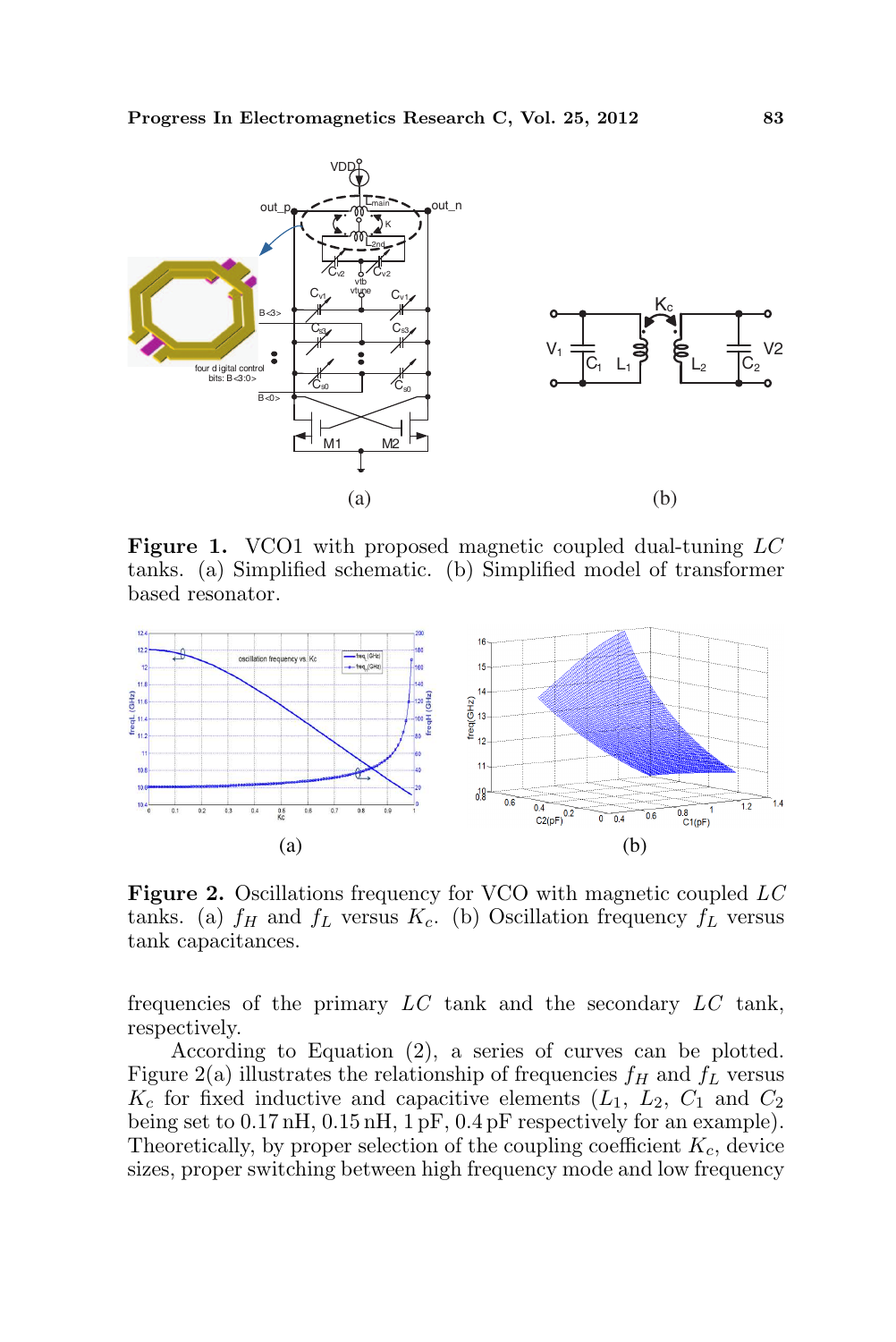**Figure 1.** VCO1 with proposed magnetic coupled dual-tuning $LC$ tanks. (a) Simplified schematic. (b) Simplified model of transformer based resonator.

**Figure 2.** Oscillations frequency for VCO with magnetic coupled $LC$ tanks. (a) $f_H$ and $f_L$ versus $K_c$. (b) Oscillation frequency $f_L$ versus tank capacitances.

frequencies of the primary $LC$ tank and the secondary $LC$ tank, respectively.

According to Equation (2), a series of curves can be plotted. Figure 2(a) illustrates the relationship of frequencies $f_H$ and $f_L$ versus $K_c$ for fixed inductive and capacitive elements ($L_1$, $L_2$, $C_1$ and $C_2$ being set to 0.17 nH, 0.15 nH, 1 pF, 0.4 pF respectively for an example). Theoretically, by proper selection of the coupling coefficient $K_c$, device sizes, proper switching between high frequency mode and low frequency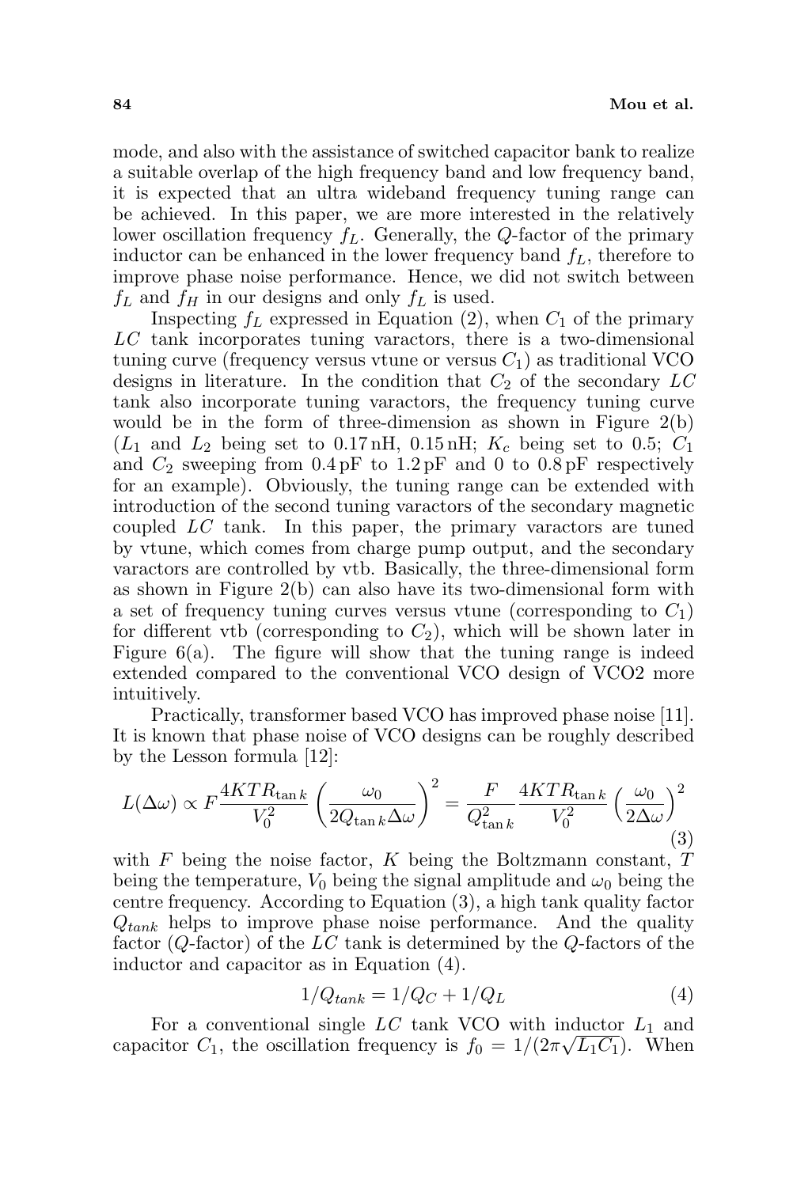mode, and also with the assistance of switched capacitor bank to realize a suitable overlap of the high frequency band and low frequency band, it is expected that an ultra wideband frequency tuning range can be achieved. In this paper, we are more interested in the relatively lower oscillation frequency $f_L$. Generally, the $Q$-factor of the primary inductor can be enhanced in the lower frequency band $f_L$, therefore to improve phase noise performance. Hence, we did not switch between $f_L$ and $f_H$ in our designs and only $f_L$ is used.

Inspecting $f_L$ expressed in Equation (2), when $C_1$ of the primary $LC$ tank incorporates tuning varactors, there is a two-dimensional tuning curve (frequency versus vtune or versus $C_1$) as traditional VCO designs in literature. In the condition that $C_2$ of the secondary $LC$ tank also incorporate tuning varactors, the frequency tuning curve would be in the form of three-dimension as shown in Figure 2(b) ($L_1$ and $L_2$ being set to 0.17 nH, 0.15 nH; $K_c$ being set to 0.5; $C_1$ and $C_2$ sweeping from 0.4 pF to 1.2 pF and 0 to 0.8 pF respectively for an example). Obviously, the tuning range can be extended with introduction of the second tuning varactors of the secondary magnetic coupled $LC$ tank. In this paper, the primary varactors are tuned by vtune, which comes from charge pump output, and the secondary varactors are controlled by vtb. Basically, the three-dimensional form as shown in Figure 2(b) can also have its two-dimensional form with a set of frequency tuning curves versus vtune (corresponding to $C_1$) for different vtb (corresponding to $C_2$), which will be shown later in Figure 6(a). The figure will show that the tuning range is indeed extended compared to the conventional VCO design of VCO2 more intuitively.

Practically, transformer based VCO has improved phase noise [11]. It is known that phase noise of VCO designs can be roughly described by the Lesson formula [12]:

$$L(\Delta\omega) \propto F \frac{4KTR_{\tan k}}{V_0^2} \left( \frac{\omega_0}{2Q_{\tan k}\Delta\omega} \right)^2 = \frac{F}{Q_{\tan k}^2} \frac{4KTR_{\tan k}}{V_0^2} \left( \frac{\omega_0}{2\Delta\omega} \right)^2 \tag{3}$$

with $F$ being the noise factor, $K$ being the Boltzmann constant, $T$ being the temperature, $V_0$ being the signal amplitude and $\omega_0$ being the centre frequency. According to Equation (3), a high tank quality factor $Q_{tank}$ helps to improve phase noise performance. And the quality factor ($Q$-factor) of the $LC$ tank is determined by the $Q$-factors of the inductor and capacitor as in Equation (4).

$$1/Q_{tank} = 1/Q_C + 1/Q_L \tag{4}$$

For a conventional single $LC$ tank VCO with inductor $L_1$ and capacitor $C_1$, the oscillation frequency is $f_0 = 1/(2\pi\sqrt{L_1 C_1})$. When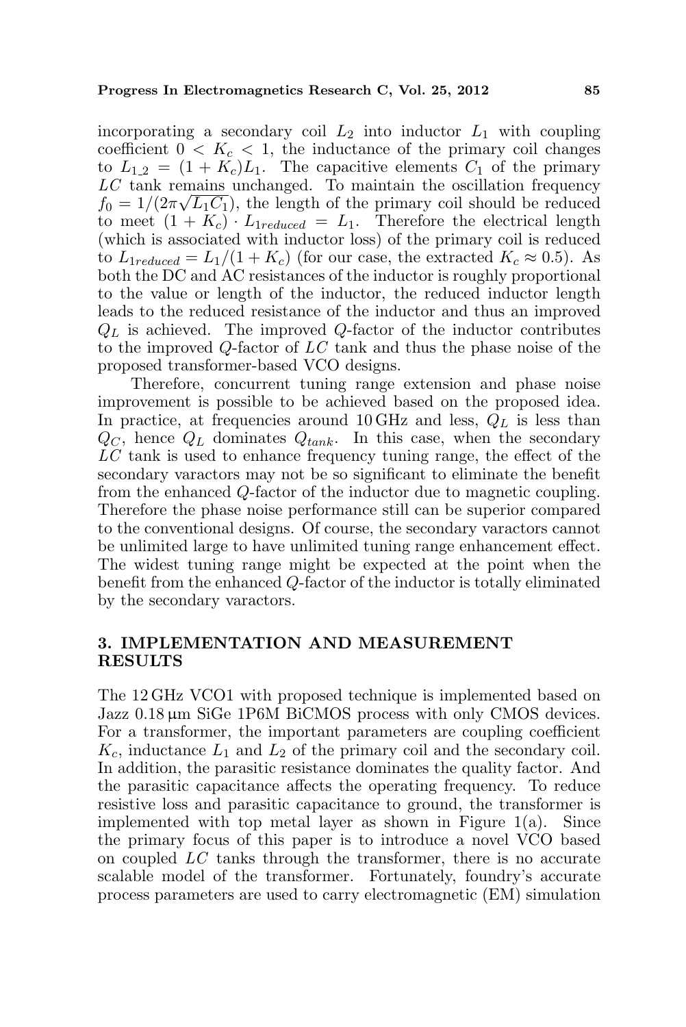incorporating a secondary coil $L_2$ into inductor $L_1$ with coupling coefficient $0 < K_c < 1$, the inductance of the primary coil changes to $L_{1\_2} = (1 + K_c)L_1$. The capacitive elements $C_1$ of the primary $LC$ tank remains unchanged. To maintain the oscillation frequency $f_0 = 1/(2\pi\sqrt{L_1 C_1})$, the length of the primary coil should be reduced to meet $(1 + K_c) \cdot L_{1reduced} = L_1$. Therefore the electrical length (which is associated with inductor loss) of the primary coil is reduced to $L_{1reduced} = L_1/(1 + K_c)$ (for our case, the extracted $K_c \approx 0.5$). As both the DC and AC resistances of the inductor is roughly proportional to the value or length of the inductor, the reduced inductor length leads to the reduced resistance of the inductor and thus an improved $Q_L$ is achieved. The improved $Q$-factor of the inductor contributes to the improved $Q$-factor of $LC$ tank and thus the phase noise of the proposed transformer-based VCO designs.

Therefore, concurrent tuning range extension and phase noise improvement is possible to be achieved based on the proposed idea. In practice, at frequencies around 10 GHz and less, $Q_L$ is less than $Q_C$, hence $Q_L$ dominates $Q_{tank}$. In this case, when the secondary $LC$ tank is used to enhance frequency tuning range, the effect of the secondary varactors may not be so significant to eliminate the benefit from the enhanced $Q$-factor of the inductor due to magnetic coupling. Therefore the phase noise performance still can be superior compared to the conventional designs. Of course, the secondary varactors cannot be unlimited large to have unlimited tuning range enhancement effect. The widest tuning range might be expected at the point when the benefit from the enhanced $Q$-factor of the inductor is totally eliminated by the secondary varactors.

## 3. IMPLEMENTATION AND MEASUREMENT RESULTS

The 12 GHz VCO1 with proposed technique is implemented based on Jazz 0.18 µm SiGe 1P6M BiCMOS process with only CMOS devices. For a transformer, the important parameters are coupling coefficient $K_c$, inductance $L_1$ and $L_2$ of the primary coil and the secondary coil. In addition, the parasitic resistance dominates the quality factor. And the parasitic capacitance affects the operating frequency. To reduce resistive loss and parasitic capacitance to ground, the transformer is implemented with top metal layer as shown in Figure 1(a). Since the primary focus of this paper is to introduce a novel VCO based on coupled $LC$ tanks through the transformer, there is no accurate scalable model of the transformer. Fortunately, foundry's accurate process parameters are used to carry electromagnetic (EM) simulation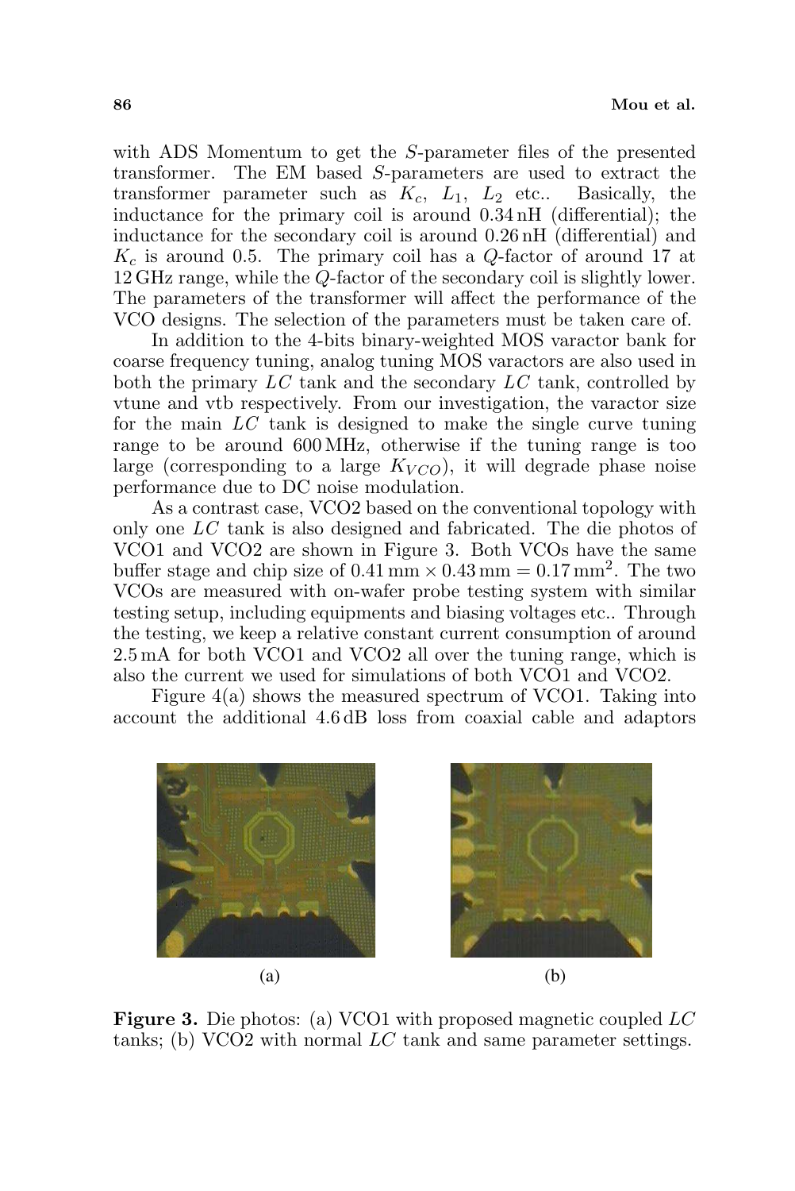with ADS Momentum to get the $S$-parameter files of the presented transformer. The EM based $S$-parameters are used to extract the transformer parameter such as $K_c$, $L_1$, $L_2$ etc.. Basically, the inductance for the primary coil is around 0.34 nH (differential); the inductance for the secondary coil is around 0.26 nH (differential) and $K_c$ is around 0.5. The primary coil has a $Q$-factor of around 17 at 12 GHz range, while the $Q$-factor of the secondary coil is slightly lower. The parameters of the transformer will affect the performance of the VCO designs. The selection of the parameters must be taken care of.

In addition to the 4-bits binary-weighted MOS varactor bank for coarse frequency tuning, analog tuning MOS varactors are also used in both the primary $LC$ tank and the secondary $LC$ tank, controlled by vtune and vtb respectively. From our investigation, the varactor size for the main $LC$ tank is designed to make the single curve tuning range to be around 600 MHz, otherwise if the tuning range is too large (corresponding to a large $K_{VCO}$), it will degrade phase noise performance due to DC noise modulation.

As a contrast case, VCO2 based on the conventional topology with only one $LC$ tank is also designed and fabricated. The die photos of VCO1 and VCO2 are shown in Figure 3. Both VCOs have the same buffer stage and chip size of $0.41\,\text{mm} \times 0.43\,\text{mm} = 0.17\,\text{mm}^2$. The two VCOs are measured with on-wafer probe testing system with similar testing setup, including equipments and biasing voltages etc.. Through the testing, we keep a relative constant current consumption of around 2.5 mA for both VCO1 and VCO2 all over the tuning range, which is also the current we used for simulations of both VCO1 and VCO2.

Figure 4(a) shows the measured spectrum of VCO1. Taking into account the additional 4.6 dB loss from coaxial cable and adaptors

(a) (b)

**Figure 3.** Die photos: (a) VCO1 with proposed magnetic coupled $LC$ tanks; (b) VCO2 with normal $LC$ tank and same parameter settings.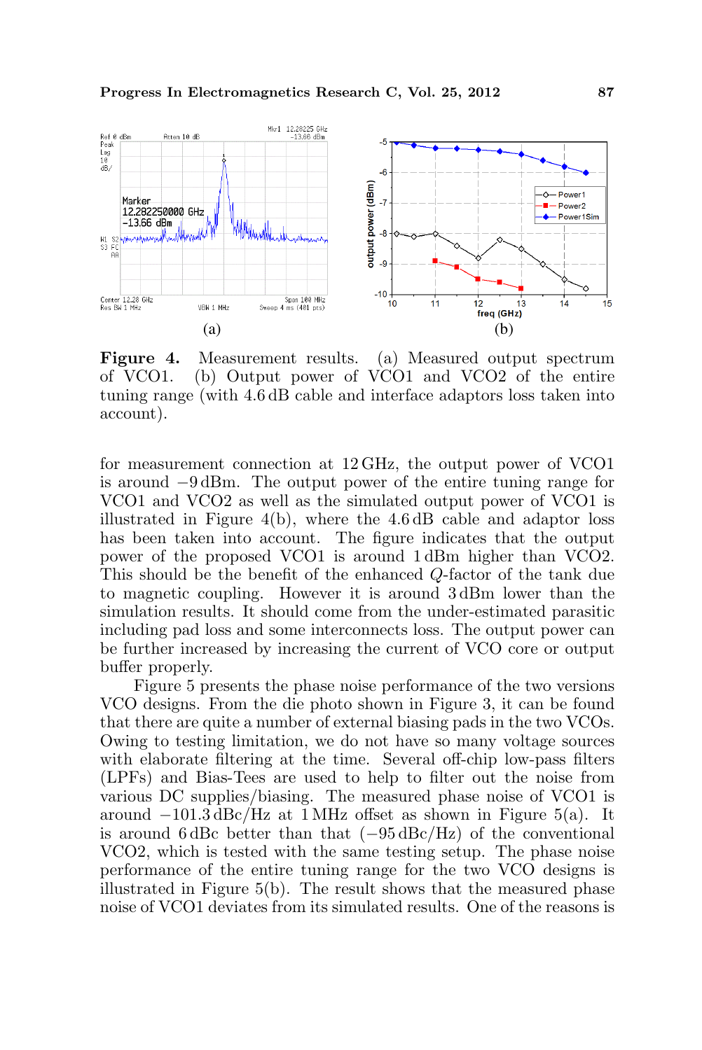**Figure 4.** Measurement results. (a) Measured output spectrum of VCO1. (b) Output power of VCO1 and VCO2 of the entire tuning range (with 4.6 dB cable and interface adaptors loss taken into account).

for measurement connection at 12 GHz, the output power of VCO1 is around −9 dBm. The output power of the entire tuning range for VCO1 and VCO2 as well as the simulated output power of VCO1 is illustrated in Figure 4(b), where the 4.6 dB cable and adaptor loss has been taken into account. The figure indicates that the output power of the proposed VCO1 is around 1 dBm higher than VCO2. This should be the benefit of the enhanced $Q$-factor of the tank due to magnetic coupling. However it is around 3 dBm lower than the simulation results. It should come from the under-estimated parasitic including pad loss and some interconnects loss. The output power can be further increased by increasing the current of VCO core or output buffer properly.

Figure 5 presents the phase noise performance of the two versions VCO designs. From the die photo shown in Figure 3, it can be found that there are quite a number of external biasing pads in the two VCOs. Owing to testing limitation, we do not have so many voltage sources with elaborate filtering at the time. Several off-chip low-pass filters (LPFs) and Bias-Tees are used to help to filter out the noise from various DC supplies/biasing. The measured phase noise of VCO1 is around −101.3 dBc/Hz at 1 MHz offset as shown in Figure 5(a). It is around 6 dBc better than that (−95 dBc/Hz) of the conventional VCO2, which is tested with the same testing setup. The phase noise performance of the entire tuning range for the two VCO designs is illustrated in Figure 5(b). The result shows that the measured phase noise of VCO1 deviates from its simulated results. One of the reasons is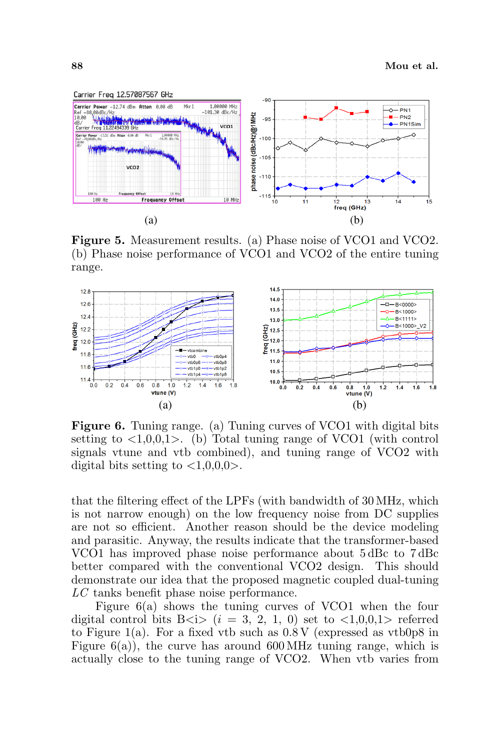**Figure 5.** Measurement results. (a) Phase noise of VCO1 and VCO2. (b) Phase noise performance of VCO1 and VCO2 of the entire tuning range.

**Figure 6.** Tuning range. (a) Tuning curves of VCO1 with digital bits setting to <1,0,0,1>. (b) Total tuning range of VCO1 (with control signals vtune and vtb combined), and tuning range of VCO2 with digital bits setting to <1,0,0,0>.

that the filtering effect of the LPFs (with bandwidth of 30 MHz, which is not narrow enough) on the low frequency noise from DC supplies are not so efficient. Another reason should be the device modeling and parasitic. Anyway, the results indicate that the transformer-based VCO1 has improved phase noise performance about 5 dBc to 7 dBc better compared with the conventional VCO2 design. This should demonstrate our idea that the proposed magnetic coupled dual-tuning *LC* tanks benefit phase noise performance.

Figure 6(a) shows the tuning curves of VCO1 when the four digital control bits B<i> ($i = 3, 2, 1, 0$) set to <1,0,0,1> referred to Figure 1(a). For a fixed vtb such as 0.8 V (expressed as vtb0p8 in Figure 6(a)), the curve has around 600 MHz tuning range, which is actually close to the tuning range of VCO2. When vtb varies from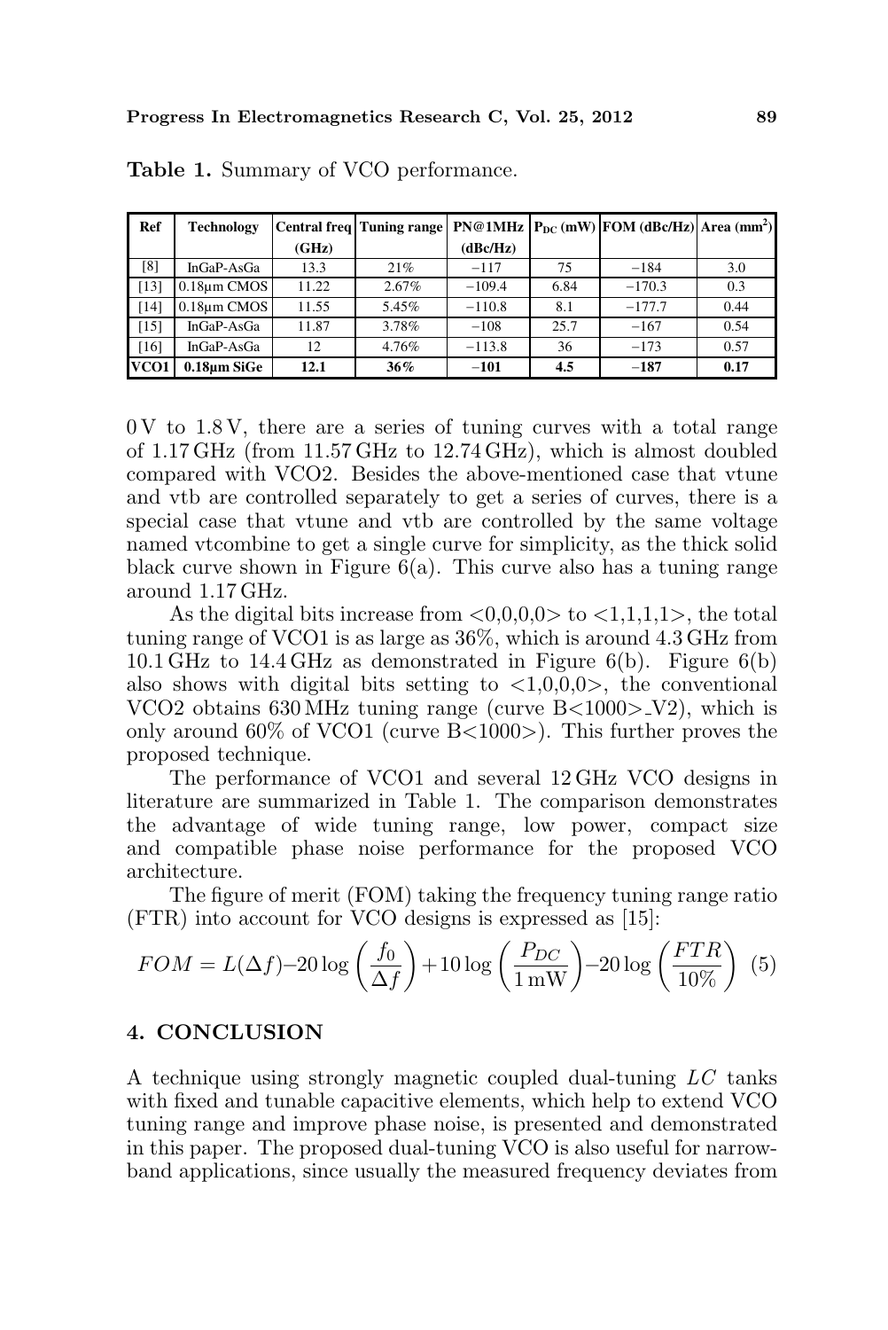**Table 1.** Summary of VCO performance.

| Ref | Technology | Central freq (GHz) | Tuning range | PN@1MHz (dBc/Hz) | $P_{DC}$ (mW) | FOM (dBc/Hz) | Area (mm$^2$) |
|---|---|---|---|---|---|---|---|
| [8] | InGaP-AsGa | 13.3 | 21% | −117 | 75 | −184 | 3.0 |
| [13] | 0.18µm CMOS | 11.22 | 2.67% | −109.4 | 6.84 | −170.3 | 0.3 |
| [14] | 0.18µm CMOS | 11.55 | 5.45% | −110.8 | 8.1 | −177.7 | 0.44 |
| [15] | InGaP-AsGa | 11.87 | 3.78% | −108 | 25.7 | −167 | 0.54 |
| [16] | InGaP-AsGa | 12 | 4.76% | −113.8 | 36 | −173 | 0.57 |
| **VCO1** | **0.18µm SiGe** | **12.1** | **36%** | **−101** | **4.5** | **−187** | **0.17** |

0 V to 1.8 V, there are a series of tuning curves with a total range of 1.17 GHz (from 11.57 GHz to 12.74 GHz), which is almost doubled compared with VCO2. Besides the above-mentioned case that vtune and vtb are controlled separately to get a series of curves, there is a special case that vtune and vtb are controlled by the same voltage named vtcombine to get a single curve for simplicity, as the thick solid black curve shown in Figure 6(a). This curve also has a tuning range around 1.17 GHz.

As the digital bits increase from <0,0,0,0> to <1,1,1,1>, the total tuning range of VCO1 is as large as 36%, which is around 4.3 GHz from 10.1 GHz to 14.4 GHz as demonstrated in Figure 6(b). Figure 6(b) also shows with digital bits setting to <1,0,0,0>, the conventional VCO2 obtains 630 MHz tuning range (curve B<1000>_V2), which is only around 60% of VCO1 (curve B<1000>). This further proves the proposed technique.

The performance of VCO1 and several 12 GHz VCO designs in literature are summarized in Table 1. The comparison demonstrates the advantage of wide tuning range, low power, compact size and compatible phase noise performance for the proposed VCO architecture.

The figure of merit (FOM) taking the frequency tuning range ratio (FTR) into account for VCO designs is expressed as [15]:

$$FOM = L(\Delta f) - 20\log\left(\frac{f_0}{\Delta f}\right) + 10\log\left(\frac{P_{DC}}{1\,\text{mW}}\right) - 20\log\left(\frac{FTR}{10\%}\right) \quad (5)$$

## 4. CONCLUSION

A technique using strongly magnetic coupled dual-tuning $LC$ tanks with fixed and tunable capacitive elements, which help to extend VCO tuning range and improve phase noise, is presented and demonstrated in this paper. The proposed dual-tuning VCO is also useful for narrow-band applications, since usually the measured frequency deviates from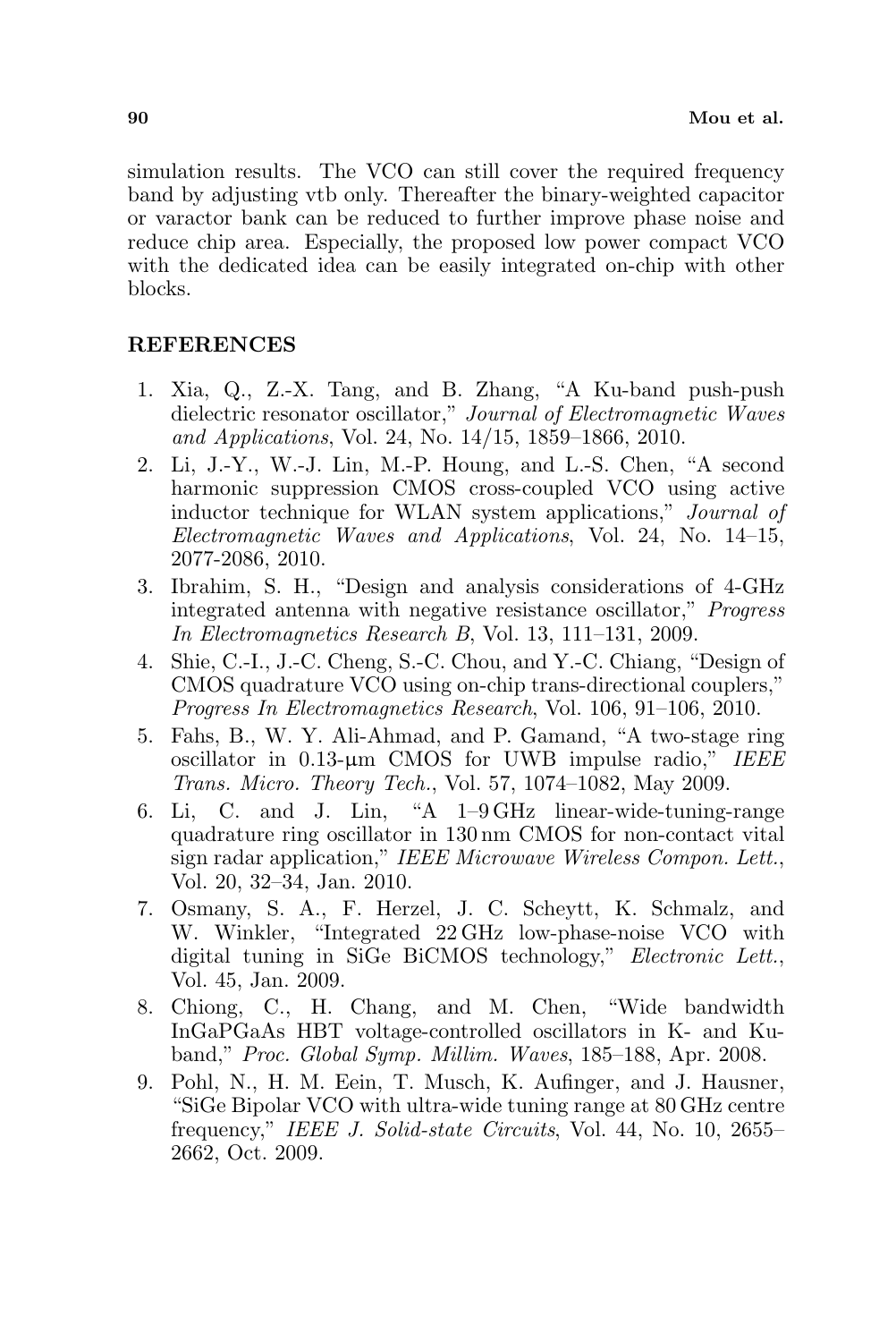simulation results. The VCO can still cover the required frequency band by adjusting vtb only. Thereafter the binary-weighted capacitor or varactor bank can be reduced to further improve phase noise and reduce chip area. Especially, the proposed low power compact VCO with the dedicated idea can be easily integrated on-chip with other blocks.

## REFERENCES

1. Xia, Q., Z.-X. Tang, and B. Zhang, "A Ku-band push-push dielectric resonator oscillator," *Journal of Electromagnetic Waves and Applications*, Vol. 24, No. 14/15, 1859–1866, 2010.
2. Li, J.-Y., W.-J. Lin, M.-P. Houng, and L.-S. Chen, "A second harmonic suppression CMOS cross-coupled VCO using active inductor technique for WLAN system applications," *Journal of Electromagnetic Waves and Applications*, Vol. 24, No. 14–15, 2077-2086, 2010.
3. Ibrahim, S. H., "Design and analysis considerations of 4-GHz integrated antenna with negative resistance oscillator," *Progress In Electromagnetics Research B*, Vol. 13, 111–131, 2009.
4. Shie, C.-I., J.-C. Cheng, S.-C. Chou, and Y.-C. Chiang, "Design of CMOS quadrature VCO using on-chip trans-directional couplers," *Progress In Electromagnetics Research*, Vol. 106, 91–106, 2010.
5. Fahs, B., W. Y. Ali-Ahmad, and P. Gamand, "A two-stage ring oscillator in 0.13-μm CMOS for UWB impulse radio," *IEEE Trans. Micro. Theory Tech.*, Vol. 57, 1074–1082, May 2009.
6. Li, C. and J. Lin, "A 1–9 GHz linear-wide-tuning-range quadrature ring oscillator in 130 nm CMOS for non-contact vital sign radar application," *IEEE Microwave Wireless Compon. Lett.*, Vol. 20, 32–34, Jan. 2010.
7. Osmany, S. A., F. Herzel, J. C. Scheytt, K. Schmalz, and W. Winkler, "Integrated 22 GHz low-phase-noise VCO with digital tuning in SiGe BiCMOS technology," *Electronic Lett.*, Vol. 45, Jan. 2009.
8. Chiong, C., H. Chang, and M. Chen, "Wide bandwidth InGaPGaAs HBT voltage-controlled oscillators in K- and Ku-band," *Proc. Global Symp. Millim. Waves*, 185–188, Apr. 2008.
9. Pohl, N., H. M. Eein, T. Musch, K. Aufinger, and J. Hausner, "SiGe Bipolar VCO with ultra-wide tuning range at 80 GHz centre frequency," *IEEE J. Solid-state Circuits*, Vol. 44, No. 10, 2655–2662, Oct. 2009.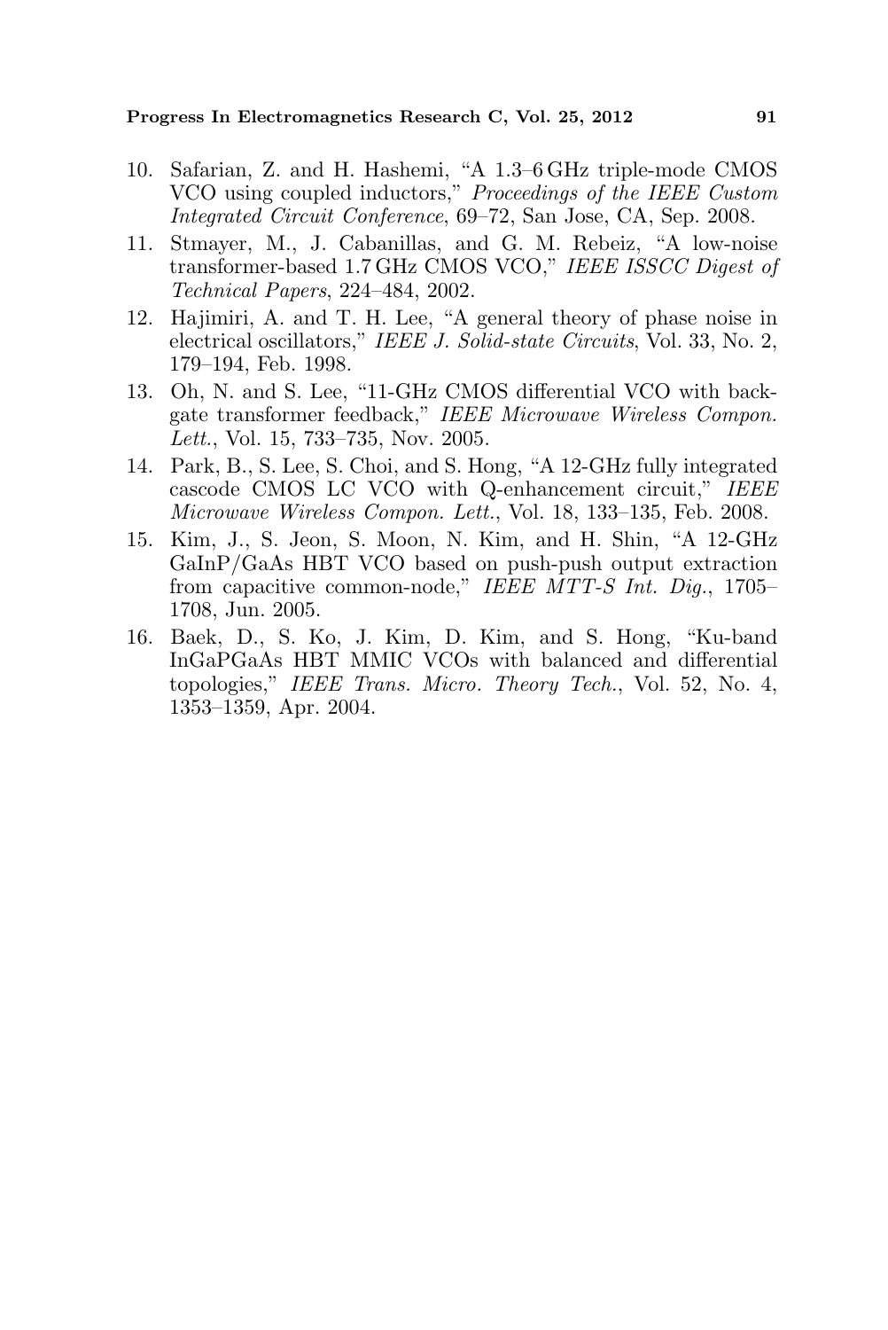10. Safarian, Z. and H. Hashemi, "A 1.3–6 GHz triple-mode CMOS VCO using coupled inductors," *Proceedings of the IEEE Custom Integrated Circuit Conference*, 69–72, San Jose, CA, Sep. 2008.
11. Stmayer, M., J. Cabanillas, and G. M. Rebeiz, "A low-noise transformer-based 1.7 GHz CMOS VCO," *IEEE ISSCC Digest of Technical Papers*, 224–484, 2002.
12. Hajimiri, A. and T. H. Lee, "A general theory of phase noise in electrical oscillators," *IEEE J. Solid-state Circuits*, Vol. 33, No. 2, 179–194, Feb. 1998.
13. Oh, N. and S. Lee, "11-GHz CMOS differential VCO with back-gate transformer feedback," *IEEE Microwave Wireless Compon. Lett.*, Vol. 15, 733–735, Nov. 2005.
14. Park, B., S. Lee, S. Choi, and S. Hong, "A 12-GHz fully integrated cascode CMOS LC VCO with Q-enhancement circuit," *IEEE Microwave Wireless Compon. Lett.*, Vol. 18, 133–135, Feb. 2008.
15. Kim, J., S. Jeon, S. Moon, N. Kim, and H. Shin, "A 12-GHz GaInP/GaAs HBT VCO based on push-push output extraction from capacitive common-node," *IEEE MTT-S Int. Dig.*, 1705–1708, Jun. 2005.
16. Baek, D., S. Ko, J. Kim, D. Kim, and S. Hong, "Ku-band InGaPGaAs HBT MMIC VCOs with balanced and differential topologies," *IEEE Trans. Micro. Theory Tech.*, Vol. 52, No. 4, 1353–1359, Apr. 2004.